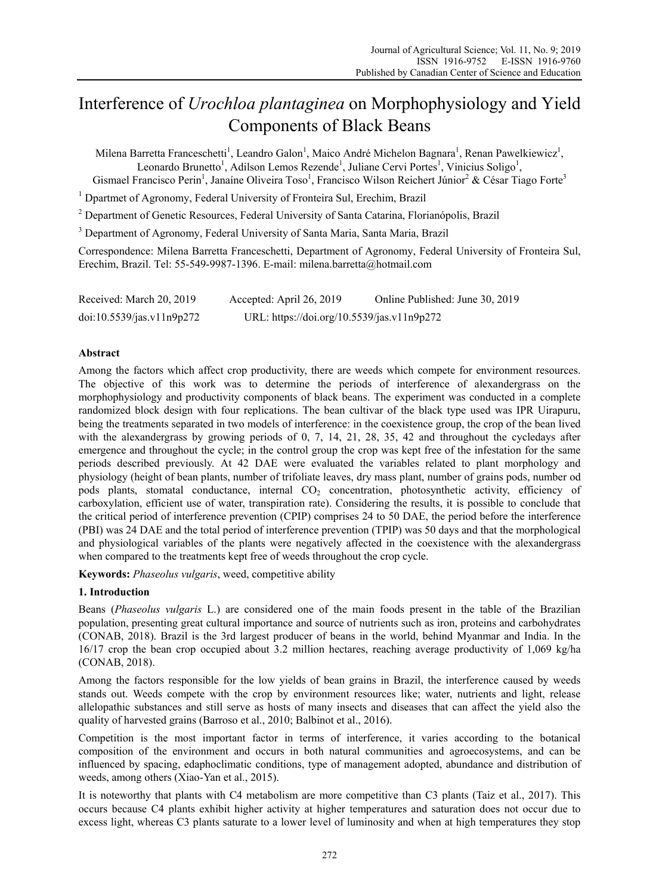# Interference of *Urochloa plantaginea* on Morphophysiology and Yield Components of Black Beans

Milena Barretta Franceschetti[1], Leandro Galon[1], Maico André Michelon Bagnara[1], Renan Pawelkiewicz[1], Leonardo Brunetto[1], Adilson Lemos Rezende[1], Juliane Cervi Portes[1], Vinicius Soligo[1], Gismael Francisco Perin[1], Janaíne Oliveira Toso[1], Francisco Wilson Reichert Júnior[2] & César Tiago Forte[3]

[1] Dpartmet of Agronomy, Federal University of Fronteira Sul, Erechim, Brazil

[2] Department of Genetic Resources, Federal University of Santa Catarina, Florianópolis, Brazil

[3] Department of Agronomy, Federal University of Santa Maria, Santa Maria, Brazil

Correspondence: Milena Barretta Franceschetti, Department of Agronomy, Federal University of Fronteira Sul, Erechim, Brazil. Tel: 55-549-9987-1396. E-mail: milena.barretta@hotmail.com

Received: March 20, 2019 Accepted: April 26, 2019 Online Published: June 30, 2019

doi:10.5539/jas.v11n9p272 URL: https://doi.org/10.5539/jas.v11n9p272

## Abstract

Among the factors which affect crop productivity, there are weeds which compete for environment resources. The objective of this work was to determine the periods of interference of alexandergrass on the morphophysiology and productivity components of black beans. The experiment was conducted in a complete randomized block design with four replications. The bean cultivar of the black type used was IPR Uirapuru, being the treatments separated in two models of interference: in the coexistence group, the crop of the bean lived with the alexandergrass by growing periods of 0, 7, 14, 21, 28, 35, 42 and throughout the cycledays after emergence and throughout the cycle; in the control group the crop was kept free of the infestation for the same periods described previously. At 42 DAE were evaluated the variables related to plant morphology and physiology (height of bean plants, number of trifoliate leaves, dry mass plant, number of grains pods, number od pods plants, stomatal conductance, internal $CO_2$ concentration, photosynthetic activity, efficiency of carboxylation, efficient use of water, transpiration rate). Considering the results, it is possible to conclude that the critical period of interference prevention (CPIP) comprises 24 to 50 DAE, the period before the interference (PBI) was 24 DAE and the total period of interference prevention (TPIP) was 50 days and that the morphological and physiological variables of the plants were negatively affected in the coexistence with the alexandergrass when compared to the treatments kept free of weeds throughout the crop cycle.

**Keywords:** *Phaseolus vulgaris*, weed, competitive ability

## 1. Introduction

Beans (*Phaseolus vulgaris* L.) are considered one of the main foods present in the table of the Brazilian population, presenting great cultural importance and source of nutrients such as iron, proteins and carbohydrates (CONAB, 2018). Brazil is the 3rd largest producer of beans in the world, behind Myanmar and India. In the 16/17 crop the bean crop occupied about 3.2 million hectares, reaching average productivity of 1,069 kg/ha (CONAB, 2018).

Among the factors responsible for the low yields of bean grains in Brazil, the interference caused by weeds stands out. Weeds compete with the crop by environment resources like; water, nutrients and light, release allelopathic substances and still serve as hosts of many insects and diseases that can affect the yield also the quality of harvested grains (Barroso et al., 2010; Balbinot et al., 2016).

Competition is the most important factor in terms of interference, it varies according to the botanical composition of the environment and occurs in both natural communities and agroecosystems, and can be influenced by spacing, edaphoclimatic conditions, type of management adopted, abundance and distribution of weeds, among others (Xiao-Yan et al., 2015).

It is noteworthy that plants with C4 metabolism are more competitive than C3 plants (Taiz et al., 2017). This occurs because C4 plants exhibit higher activity at higher temperatures and saturation does not occur due to excess light, whereas C3 plants saturate to a lower level of luminosity and when at high temperatures they stop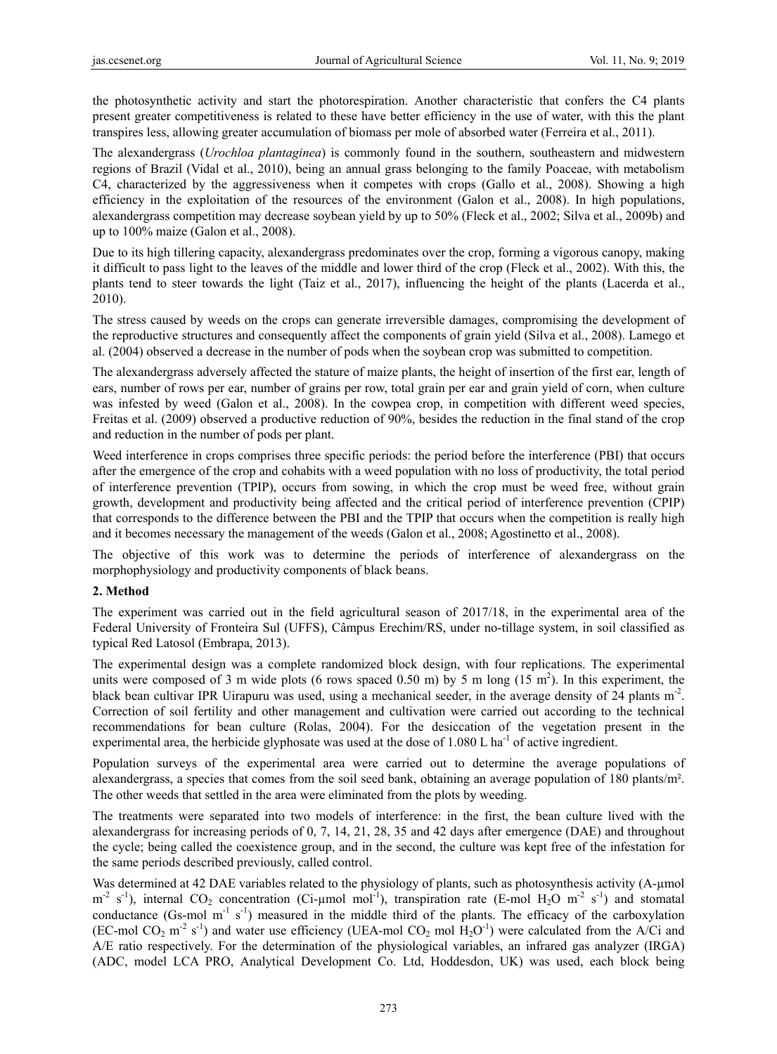the photosynthetic activity and start the photorespiration. Another characteristic that confers the C4 plants present greater competitiveness is related to these have better efficiency in the use of water, with this the plant transpires less, allowing greater accumulation of biomass per mole of absorbed water (Ferreira et al., 2011).

The alexandergrass (*Urochloa plantaginea*) is commonly found in the southern, southeastern and midwestern regions of Brazil (Vidal et al., 2010), being an annual grass belonging to the family Poaceae, with metabolism C4, characterized by the aggressiveness when it competes with crops (Gallo et al., 2008). Showing a high efficiency in the exploitation of the resources of the environment (Galon et al., 2008). In high populations, alexandergrass competition may decrease soybean yield by up to 50% (Fleck et al., 2002; Silva et al., 2009b) and up to 100% maize (Galon et al., 2008).

Due to its high tillering capacity, alexandergrass predominates over the crop, forming a vigorous canopy, making it difficult to pass light to the leaves of the middle and lower third of the crop (Fleck et al., 2002). With this, the plants tend to steer towards the light (Taiz et al., 2017), influencing the height of the plants (Lacerda et al., 2010).

The stress caused by weeds on the crops can generate irreversible damages, compromising the development of the reproductive structures and consequently affect the components of grain yield (Silva et al., 2008). Lamego et al. (2004) observed a decrease in the number of pods when the soybean crop was submitted to competition.

The alexandergrass adversely affected the stature of maize plants, the height of insertion of the first ear, length of ears, number of rows per ear, number of grains per row, total grain per ear and grain yield of corn, when culture was infested by weed (Galon et al., 2008). In the cowpea crop, in competition with different weed species, Freitas et al. (2009) observed a productive reduction of 90%, besides the reduction in the final stand of the crop and reduction in the number of pods per plant.

Weed interference in crops comprises three specific periods: the period before the interference (PBI) that occurs after the emergence of the crop and cohabits with a weed population with no loss of productivity, the total period of interference prevention (TPIP), occurs from sowing, in which the crop must be weed free, without grain growth, development and productivity being affected and the critical period of interference prevention (CPIP) that corresponds to the difference between the PBI and the TPIP that occurs when the competition is really high and it becomes necessary the management of the weeds (Galon et al., 2008; Agostinetto et al., 2008).

The objective of this work was to determine the periods of interference of alexandergrass on the morphophysiology and productivity components of black beans.

## 2. Method

The experiment was carried out in the field agricultural season of 2017/18, in the experimental area of the Federal University of Fronteira Sul (UFFS), Câmpus Erechim/RS, under no-tillage system, in soil classified as typical Red Latosol (Embrapa, 2013).

The experimental design was a complete randomized block design, with four replications. The experimental units were composed of 3 m wide plots (6 rows spaced 0.50 m) by 5 m long (15 $m^2$). In this experiment, the black bean cultivar IPR Uirapuru was used, using a mechanical seeder, in the average density of 24 plants $m^{-2}$. Correction of soil fertility and other management and cultivation were carried out according to the technical recommendations for bean culture (Rolas, 2004). For the desiccation of the vegetation present in the experimental area, the herbicide glyphosate was used at the dose of 1.080 L $ha^{-1}$ of active ingredient.

Population surveys of the experimental area were carried out to determine the average populations of alexandergrass, a species that comes from the soil seed bank, obtaining an average population of 180 plants/m². The other weeds that settled in the area were eliminated from the plots by weeding.

The treatments were separated into two models of interference: in the first, the bean culture lived with the alexandergrass for increasing periods of 0, 7, 14, 21, 28, 35 and 42 days after emergence (DAE) and throughout the cycle; being called the coexistence group, and in the second, the culture was kept free of the infestation for the same periods described previously, called control.

Was determined at 42 DAE variables related to the physiology of plants, such as photosynthesis activity (A-μmol $m^{-2}$ $s^{-1}$), internal $CO_2$ concentration (Ci-μmol $mol^{-1}$), transpiration rate (E-mol $H_2O$ $m^{-2}$ $s^{-1}$) and stomatal conductance (Gs-mol $m^{-1}$ $s^{-1}$) measured in the middle third of the plants. The efficacy of the carboxylation (EC-mol $CO_2$ $m^{-2}$ $s^{-1}$) and water use efficiency (UEA-mol $CO_2$ mol $H_2O^{-1}$) were calculated from the A/Ci and A/E ratio respectively. For the determination of the physiological variables, an infrared gas analyzer (IRGA) (ADC, model LCA PRO, Analytical Development Co. Ltd, Hoddesdon, UK) was used, each block being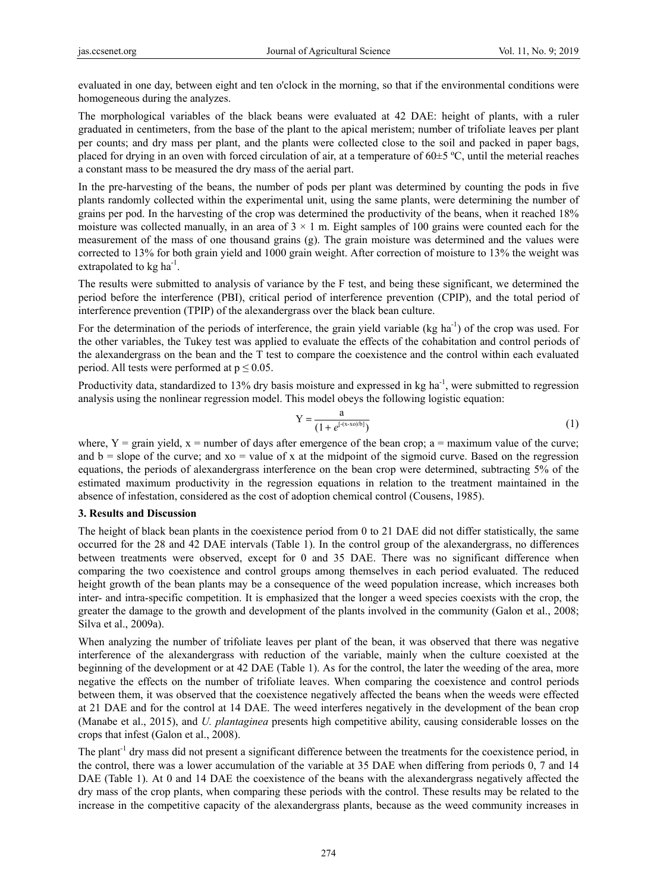evaluated in one day, between eight and ten o'clock in the morning, so that if the environmental conditions were homogeneous during the analyzes.

The morphological variables of the black beans were evaluated at 42 DAE: height of plants, with a ruler graduated in centimeters, from the base of the plant to the apical meristem; number of trifoliate leaves per plant per counts; and dry mass per plant, and the plants were collected close to the soil and packed in paper bags, placed for drying in an oven with forced circulation of air, at a temperature of 60±5 ºC, until the meterial reaches a constant mass to be measured the dry mass of the aerial part.

In the pre-harvesting of the beans, the number of pods per plant was determined by counting the pods in five plants randomly collected within the experimental unit, using the same plants, were determining the number of grains per pod. In the harvesting of the crop was determined the productivity of the beans, when it reached 18% moisture was collected manually, in an area of 3 × 1 m. Eight samples of 100 grains were counted each for the measurement of the mass of one thousand grains (g). The grain moisture was determined and the values were corrected to 13% for both grain yield and 1000 grain weight. After correction of moisture to 13% the weight was extrapolated to kg $ha^{-1}$.

The results were submitted to analysis of variance by the F test, and being these significant, we determined the period before the interference (PBI), critical period of interference prevention (CPIP), and the total period of interference prevention (TPIP) of the alexandergrass over the black bean culture.

For the determination of the periods of interference, the grain yield variable (kg $ha^{-1}$) of the crop was used. For the other variables, the Tukey test was applied to evaluate the effects of the cohabitation and control periods of the alexandergrass on the bean and the T test to compare the coexistence and the control within each evaluated period. All tests were performed at $p \leq 0.05$.

Productivity data, standardized to 13% dry basis moisture and expressed in kg $ha^{-1}$, were submitted to regression analysis using the nonlinear regression model. This model obeys the following logistic equation:

$$Y = \frac{a}{(1 + e^{[-(x-xo)/b]})} \tag{1}$$

where, Y = grain yield, x = number of days after emergence of the bean crop; a = maximum value of the curve; and b = slope of the curve; and xo = value of x at the midpoint of the sigmoid curve. Based on the regression equations, the periods of alexandergrass interference on the bean crop were determined, subtracting 5% of the estimated maximum productivity in the regression equations in relation to the treatment maintained in the absence of infestation, considered as the cost of adoption chemical control (Cousens, 1985).

## 3. Results and Discussion

The height of black bean plants in the coexistence period from 0 to 21 DAE did not differ statistically, the same occurred for the 28 and 42 DAE intervals (Table 1). In the control group of the alexandergrass, no differences between treatments were observed, except for 0 and 35 DAE. There was no significant difference when comparing the two coexistence and control groups among themselves in each period evaluated. The reduced height growth of the bean plants may be a consequence of the weed population increase, which increases both inter- and intra-specific competition. It is emphasized that the longer a weed species coexists with the crop, the greater the damage to the growth and development of the plants involved in the community (Galon et al., 2008; Silva et al., 2009a).

When analyzing the number of trifoliate leaves per plant of the bean, it was observed that there was negative interference of the alexandergrass with reduction of the variable, mainly when the culture coexisted at the beginning of the development or at 42 DAE (Table 1). As for the control, the later the weeding of the area, more negative the effects on the number of trifoliate leaves. When comparing the coexistence and control periods between them, it was observed that the coexistence negatively affected the beans when the weeds were effected at 21 DAE and for the control at 14 DAE. The weed interferes negatively in the development of the bean crop (Manabe et al., 2015), and *U. plantaginea* presents high competitive ability, causing considerable losses on the crops that infest (Galon et al., 2008).

The $plant^{-1}$ dry mass did not present a significant difference between the treatments for the coexistence period, in the control, there was a lower accumulation of the variable at 35 DAE when differing from periods 0, 7 and 14 DAE (Table 1). At 0 and 14 DAE the coexistence of the beans with the alexandergrass negatively affected the dry mass of the crop plants, when comparing these periods with the control. These results may be related to the increase in the competitive capacity of the alexandergrass plants, because as the weed community increases in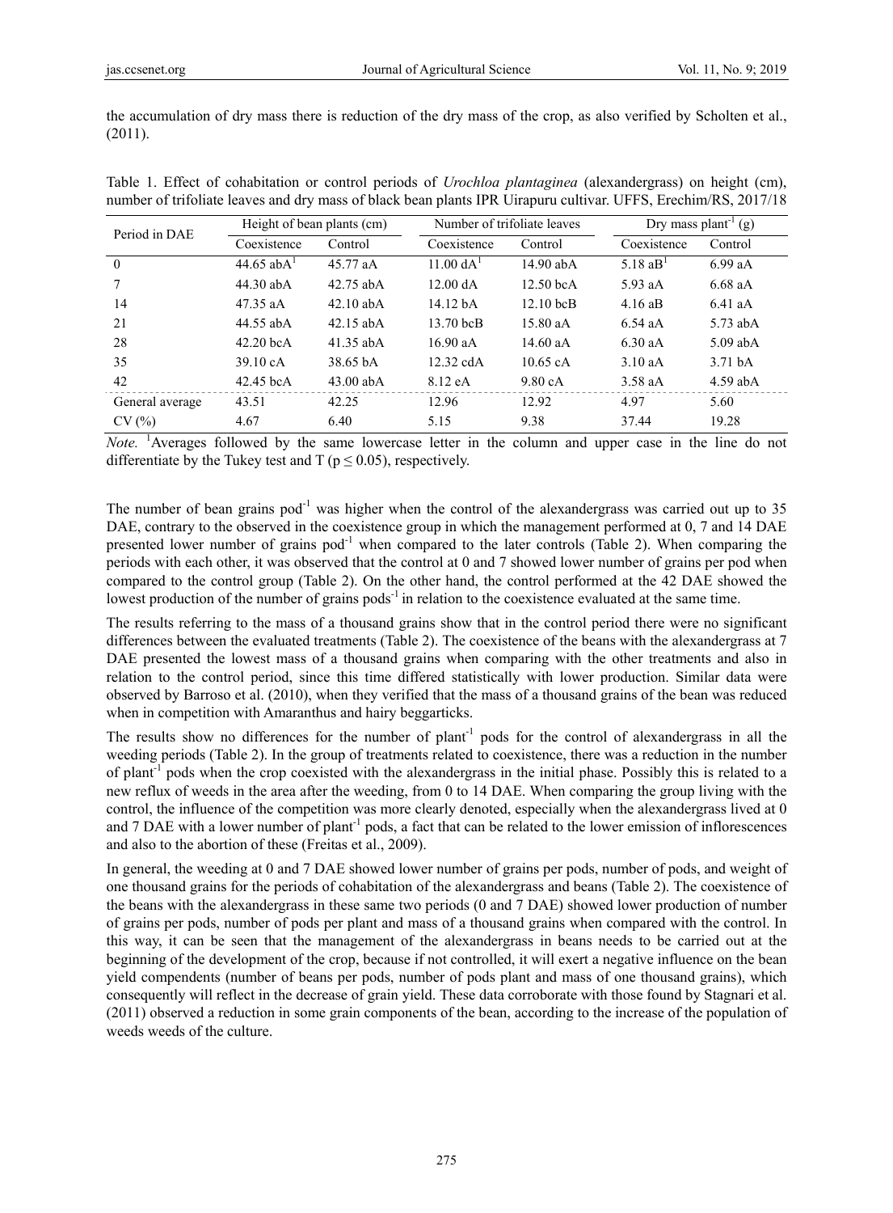the accumulation of dry mass there is reduction of the dry mass of the crop, as also verified by Scholten et al., (2011).

Table 1. Effect of cohabitation or control periods of *Urochloa plantaginea* (alexandergrass) on height (cm), number of trifoliate leaves and dry mass of black bean plants IPR Uirapuru cultivar. UFFS, Erechim/RS, 2017/18

| Period in DAE | Height of bean plants (cm) | | Number of trifoliate leaves | | Dry mass plant$^{-1}$ (g) | |
|---|---|---|---|---|---|---|
| | Coexistence | Control | Coexistence | Control | Coexistence | Control |
| 0 | 44.65 abA[1] | 45.77 aA | 11.00 dA[1] | 14.90 abA | 5.18 aB[1] | 6.99 aA |
| 7 | 44.30 abA | 42.75 abA | 12.00 dA | 12.50 bcA | 5.93 aA | 6.68 aA |
| 14 | 47.35 aA | 42.10 abA | 14.12 bA | 12.10 bcB | 4.16 aB | 6.41 aA |
| 21 | 44.55 abA | 42.15 abA | 13.70 bcB | 15.80 aA | 6.54 aA | 5.73 abA |
| 28 | 42.20 bcA | 41.35 abA | 16.90 aA | 14.60 aA | 6.30 aA | 5.09 abA |
| 35 | 39.10 cA | 38.65 bA | 12.32 cdA | 10.65 cA | 3.10 aA | 3.71 bA |
| 42 | 42.45 bcA | 43.00 abA | 8.12 eA | 9.80 cA | 3.58 aA | 4.59 abA |
| General average | 43.51 | 42.25 | 12.96 | 12.92 | 4.97 | 5.60 |
| CV (%) | 4.67 | 6.40 | 5.15 | 9.38 | 37.44 | 19.28 |

*Note.* [1]Averages followed by the same lowercase letter in the column and upper case in the line do not differentiate by the Tukey test and T ($p \leq 0.05$), respectively.

The number of bean grains pod$^{-1}$ was higher when the control of the alexandergrass was carried out up to 35 DAE, contrary to the observed in the coexistence group in which the management performed at 0, 7 and 14 DAE presented lower number of grains pod$^{-1}$ when compared to the later controls (Table 2). When comparing the periods with each other, it was observed that the control at 0 and 7 showed lower number of grains per pod when compared to the control group (Table 2). On the other hand, the control performed at the 42 DAE showed the lowest production of the number of grains pods$^{-1}$ in relation to the coexistence evaluated at the same time.

The results referring to the mass of a thousand grains show that in the control period there were no significant differences between the evaluated treatments (Table 2). The coexistence of the beans with the alexandergrass at 7 DAE presented the lowest mass of a thousand grains when comparing with the other treatments and also in relation to the control period, since this time differed statistically with lower production. Similar data were observed by Barroso et al. (2010), when they verified that the mass of a thousand grains of the bean was reduced when in competition with Amaranthus and hairy beggarticks.

The results show no differences for the number of plant$^{-1}$ pods for the control of alexandergrass in all the weeding periods (Table 2). In the group of treatments related to coexistence, there was a reduction in the number of plant$^{-1}$ pods when the crop coexisted with the alexandergrass in the initial phase. Possibly this is related to a new reflux of weeds in the area after the weeding, from 0 to 14 DAE. When comparing the group living with the control, the influence of the competition was more clearly denoted, especially when the alexandergrass lived at 0 and 7 DAE with a lower number of plant$^{-1}$ pods, a fact that can be related to the lower emission of inflorescences and also to the abortion of these (Freitas et al., 2009).

In general, the weeding at 0 and 7 DAE showed lower number of grains per pods, number of pods, and weight of one thousand grains for the periods of cohabitation of the alexandergrass and beans (Table 2). The coexistence of the beans with the alexandergrass in these same two periods (0 and 7 DAE) showed lower production of number of grains per pods, number of pods per plant and mass of a thousand grains when compared with the control. In this way, it can be seen that the management of the alexandergrass in beans needs to be carried out at the beginning of the development of the crop, because if not controlled, it will exert a negative influence on the bean yield compendents (number of beans per pods, number of pods plant and mass of one thousand grains), which consequently will reflect in the decrease of grain yield. These data corroborate with those found by Stagnari et al. (2011) observed a reduction in some grain components of the bean, according to the increase of the population of weeds weeds of the culture.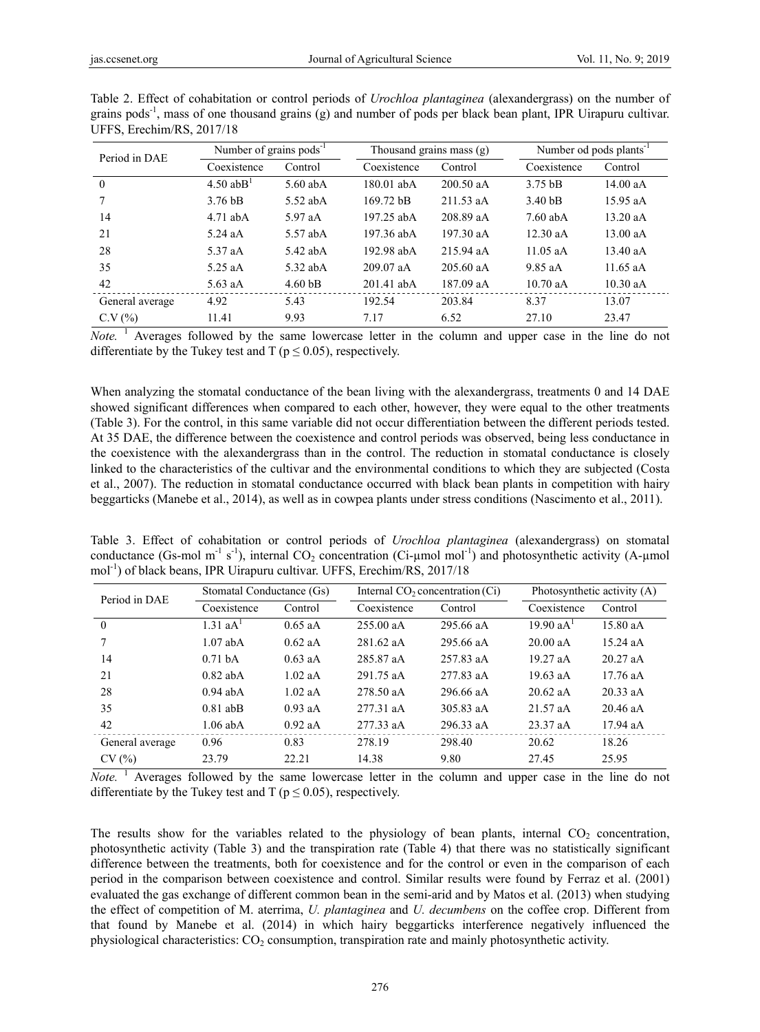Table 2. Effect of cohabitation or control periods of *Urochloa plantaginea* (alexandergrass) on the number of grains pods$^{-1}$, mass of one thousand grains (g) and number of pods per black bean plant, IPR Uirapuru cultivar. UFFS, Erechim/RS, 2017/18

| Period in DAE | Number of grains pods$^{-1}$ | | Thousand grains mass (g) | | Number od pods plants$^{-1}$ | |
|---|---|---|---|---|---|---|
| | Coexistence | Control | Coexistence | Control | Coexistence | Control |
| 0 | 4.50 abB[1] | 5.60 abA | 180.01 abA | 200.50 aA | 3.75 bB | 14.00 aA |
| 7 | 3.76 bB | 5.52 abA | 169.72 bB | 211.53 aA | 3.40 bB | 15.95 aA |
| 14 | 4.71 abA | 5.97 aA | 197.25 abA | 208.89 aA | 7.60 abA | 13.20 aA |
| 21 | 5.24 aA | 5.57 abA | 197.36 abA | 197.30 aA | 12.30 aA | 13.00 aA |
| 28 | 5.37 aA | 5.42 abA | 192.98 abA | 215.94 aA | 11.05 aA | 13.40 aA |
| 35 | 5.25 aA | 5.32 abA | 209.07 aA | 205.60 aA | 9.85 aA | 11.65 aA |
| 42 | 5.63 aA | 4.60 bB | 201.41 abA | 187.09 aA | 10.70 aA | 10.30 aA |
| General average | 4.92 | 5.43 | 192.54 | 203.84 | 8.37 | 13.07 |
| C.V (%) | 11.41 | 9.93 | 7.17 | 6.52 | 27.10 | 23.47 |

*Note.* [1] Averages followed by the same lowercase letter in the column and upper case in the line do not differentiate by the Tukey test and T ($p \leq 0.05$), respectively.

When analyzing the stomatal conductance of the bean living with the alexandergrass, treatments 0 and 14 DAE showed significant differences when compared to each other, however, they were equal to the other treatments (Table 3). For the control, in this same variable did not occur differentiation between the different periods tested. At 35 DAE, the difference between the coexistence and control periods was observed, being less conductance in the coexistence with the alexandergrass than in the control. The reduction in stomatal conductance is closely linked to the characteristics of the cultivar and the environmental conditions to which they are subjected (Costa et al., 2007). The reduction in stomatal conductance occurred with black bean plants in competition with hairy beggarticks (Manebe et al., 2014), as well as in cowpea plants under stress conditions (Nascimento et al., 2011).

Table 3. Effect of cohabitation or control periods of *Urochloa plantaginea* (alexandergrass) on stomatal conductance (Gs-mol m$^{-1}$ s$^{-1}$), internal $CO_2$ concentration (Ci-µmol mol$^{-1}$) and photosynthetic activity (A-µmol mol$^{-1}$) of black beans, IPR Uirapuru cultivar. UFFS, Erechim/RS, 2017/18

| Period in DAE | Stomatal Conductance (Gs) | | Internal $CO_2$ concentration (Ci) | | Photosynthetic activity (A) | |
|---|---|---|---|---|---|---|
| | Coexistence | Control | Coexistence | Control | Coexistence | Control |
| 0 | 1.31 aA[1] | 0.65 aA | 255.00 aA | 295.66 aA | 19.90 aA[1] | 15.80 aA |
| 7 | 1.07 abA | 0.62 aA | 281.62 aA | 295.66 aA | 20.00 aA | 15.24 aA |
| 14 | 0.71 bA | 0.63 aA | 285.87 aA | 257.83 aA | 19.27 aA | 20.27 aA |
| 21 | 0.82 abA | 1.02 aA | 291.75 aA | 277.83 aA | 19.63 aA | 17.76 aA |
| 28 | 0.94 abA | 1.02 aA | 278.50 aA | 296.66 aA | 20.62 aA | 20.33 aA |
| 35 | 0.81 abB | 0.93 aA | 277.31 aA | 305.83 aA | 21.57 aA | 20.46 aA |
| 42 | 1.06 abA | 0.92 aA | 277.33 aA | 296.33 aA | 23.37 aA | 17.94 aA |
| General average | 0.96 | 0.83 | 278.19 | 298.40 | 20.62 | 18.26 |
| CV (%) | 23.79 | 22.21 | 14.38 | 9.80 | 27.45 | 25.95 |

*Note.* [1] Averages followed by the same lowercase letter in the column and upper case in the line do not differentiate by the Tukey test and T ($p \leq 0.05$), respectively.

The results show for the variables related to the physiology of bean plants, internal $CO_2$ concentration, photosynthetic activity (Table 3) and the transpiration rate (Table 4) that there was no statistically significant difference between the treatments, both for coexistence and for the control or even in the comparison of each period in the comparison between coexistence and control. Similar results were found by Ferraz et al. (2001) evaluated the gas exchange of different common bean in the semi-arid and by Matos et al. (2013) when studying the effect of competition of M. aterrima, *U. plantaginea* and *U. decumbens* on the coffee crop. Different from that found by Manebe et al. (2014) in which hairy beggarticks interference negatively influenced the physiological characteristics: $CO_2$ consumption, transpiration rate and mainly photosynthetic activity.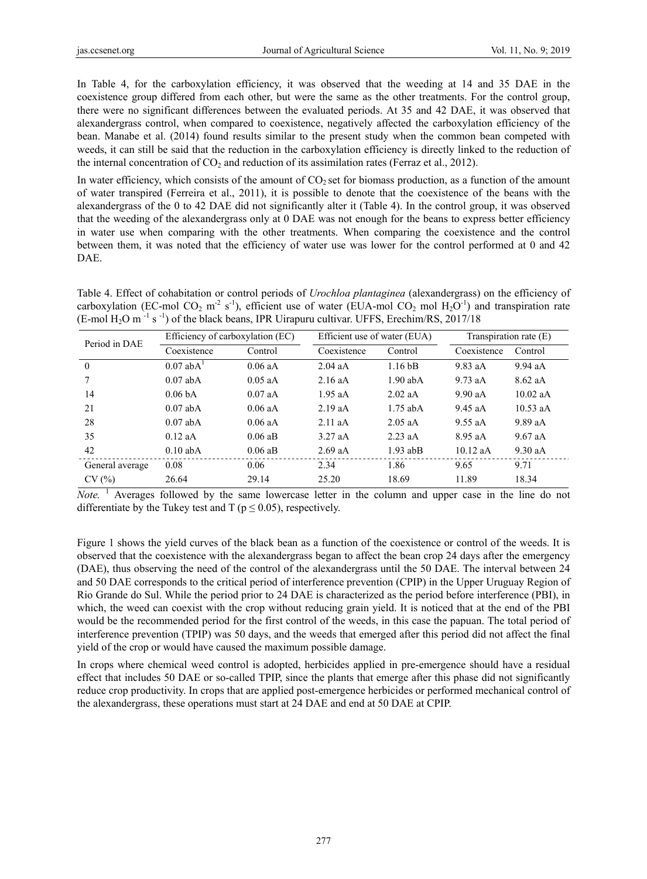In Table 4, for the carboxylation efficiency, it was observed that the weeding at 14 and 35 DAE in the coexistence group differed from each other, but were the same as the other treatments. For the control group, there were no significant differences between the evaluated periods. At 35 and 42 DAE, it was observed that alexandergrass control, when compared to coexistence, negatively affected the carboxylation efficiency of the bean. Manabe et al. (2014) found results similar to the present study when the common bean competed with weeds, it can still be said that the reduction in the carboxylation efficiency is directly linked to the reduction of the internal concentration of $CO_2$ and reduction of its assimilation rates (Ferraz et al., 2012).

In water efficiency, which consists of the amount of $CO_2$ set for biomass production, as a function of the amount of water transpired (Ferreira et al., 2011), it is possible to denote that the coexistence of the beans with the alexandergrass of the 0 to 42 DAE did not significantly alter it (Table 4). In the control group, it was observed that the weeding of the alexandergrass only at 0 DAE was not enough for the beans to express better efficiency in water use when comparing with the other treatments. When comparing the coexistence and the control between them, it was noted that the efficiency of water use was lower for the control performed at 0 and 42 DAE.

Table 4. Effect of cohabitation or control periods of *Urochloa plantaginea* (alexandergrass) on the efficiency of carboxylation (EC-mol $CO_2$ $m^{-2}$ $s^{-1}$), efficient use of water (EUA-mol $CO_2$ mol $H_2O^{-1}$) and transpiration rate (E-mol $H_2O$ $m^{-1}$ $s^{-1}$) of the black beans, IPR Uirapuru cultivar. UFFS, Erechim/RS, 2017/18

| Period in DAE | Efficiency of carboxylation (EC) | | Efficient use of water (EUA) | | Transpiration rate (E) | |
|---|---|---|---|---|---|---|
| | Coexistence | Control | Coexistence | Control | Coexistence | Control |
| 0 | 0.07 abA[1] | 0.06 aA | 2.04 aA | 1.16 bB | 9.83 aA | 9.94 aA |
| 7 | 0.07 abA | 0.05 aA | 2.16 aA | 1.90 abA | 9.73 aA | 8.62 aA |
| 14 | 0.06 bA | 0.07 aA | 1.95 aA | 2.02 aA | 9.90 aA | 10.02 aA |
| 21 | 0.07 abA | 0.06 aA | 2.19 aA | 1.75 abA | 9.45 aA | 10.53 aA |
| 28 | 0.07 abA | 0.06 aA | 2.11 aA | 2.05 aA | 9.55 aA | 9.89 aA |
| 35 | 0.12 aA | 0.06 aB | 3.27 aA | 2.23 aA | 8.95 aA | 9.67 aA |
| 42 | 0.10 abA | 0.06 aB | 2.69 aA | 1.93 abB | 10.12 aA | 9.30 aA |
| General average | 0.08 | 0.06 | 2.34 | 1.86 | 9.65 | 9.71 |
| CV (%) | 26.64 | 29.14 | 25.20 | 18.69 | 11.89 | 18.34 |

*Note.* [1] Averages followed by the same lowercase letter in the column and upper case in the line do not differentiate by the Tukey test and T ($p \leq 0.05$), respectively.

Figure 1 shows the yield curves of the black bean as a function of the coexistence or control of the weeds. It is observed that the coexistence with the alexandergrass began to affect the bean crop 24 days after the emergency (DAE), thus observing the need of the control of the alexandergrass until the 50 DAE. The interval between 24 and 50 DAE corresponds to the critical period of interference prevention (CPIP) in the Upper Uruguay Region of Rio Grande do Sul. While the period prior to 24 DAE is characterized as the period before interference (PBI), in which, the weed can coexist with the crop without reducing grain yield. It is noticed that at the end of the PBI would be the recommended period for the first control of the weeds, in this case the papuan. The total period of interference prevention (TPIP) was 50 days, and the weeds that emerged after this period did not affect the final yield of the crop or would have caused the maximum possible damage.

In crops where chemical weed control is adopted, herbicides applied in pre-emergence should have a residual effect that includes 50 DAE or so-called TPIP, since the plants that emerge after this phase did not significantly reduce crop productivity. In crops that are applied post-emergence herbicides or performed mechanical control of the alexandergrass, these operations must start at 24 DAE and end at 50 DAE at CPIP.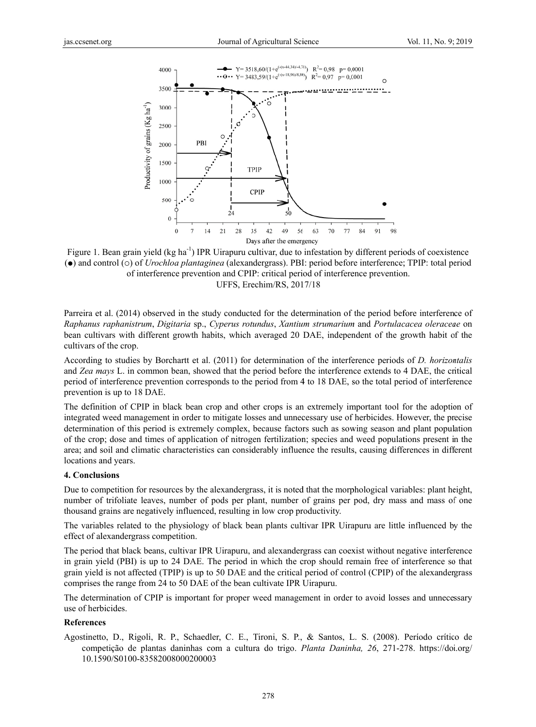Figure 1. Bean grain yield (kg $ha^{-1}$) IPR Uirapuru cultivar, due to infestation by different periods of coexistence (●) and control (○) of *Urochloa plantaginea* (alexandergrass). PBI: period before interference; TPIP: total period of interference prevention and CPIP: critical period of interference prevention. UFFS, Erechim/RS, 2017/18

Parreira et al. (2014) observed in the study conducted for the determination of the period before interference of *Raphanus raphanistrum*, *Digitaria* sp., *Cyperus rotundus*, *Xantium strumarium* and *Portulacacea oleraceae* on bean cultivars with different growth habits, which averaged 20 DAE, independent of the growth habit of the cultivars of the crop.

According to studies by Borchartt et al. (2011) for determination of the interference periods of *D. horizontalis* and *Zea mays* L. in common bean, showed that the period before the interference extends to 4 DAE, the critical period of interference prevention corresponds to the period from 4 to 18 DAE, so the total period of interference prevention is up to 18 DAE.

The definition of CPIP in black bean crop and other crops is an extremely important tool for the adoption of integrated weed management in order to mitigate losses and unnecessary use of herbicides. However, the precise determination of this period is extremely complex, because factors such as sowing season and plant population of the crop; dose and times of application of nitrogen fertilization; species and weed populations present in the area; and soil and climatic characteristics can considerably influence the results, causing differences in different locations and years.

## 4. Conclusions

Due to competition for resources by the alexandergrass, it is noted that the morphological variables: plant height, number of trifoliate leaves, number of pods per plant, number of grains per pod, dry mass and mass of one thousand grains are negatively influenced, resulting in low crop productivity.

The variables related to the physiology of black bean plants cultivar IPR Uirapuru are little influenced by the effect of alexandergrass competition.

The period that black beans, cultivar IPR Uirapuru, and alexandergrass can coexist without negative interference in grain yield (PBI) is up to 24 DAE. The period in which the crop should remain free of interference so that grain yield is not affected (TPIP) is up to 50 DAE and the critical period of control (CPIP) of the alexandergrass comprises the range from 24 to 50 DAE of the bean cultivate IPR Uirapuru.

The determination of CPIP is important for proper weed management in order to avoid losses and unnecessary use of herbicides.

## References

Agostinetto, D., Rigoli, R. P., Schaedler, C. E., Tironi, S. P., & Santos, L. S. (2008). Período crítico de competição de plantas daninhas com a cultura do trigo. *Planta Daninha, 26*, 271-278. https://doi.org/10.1590/S0100-83582008000200003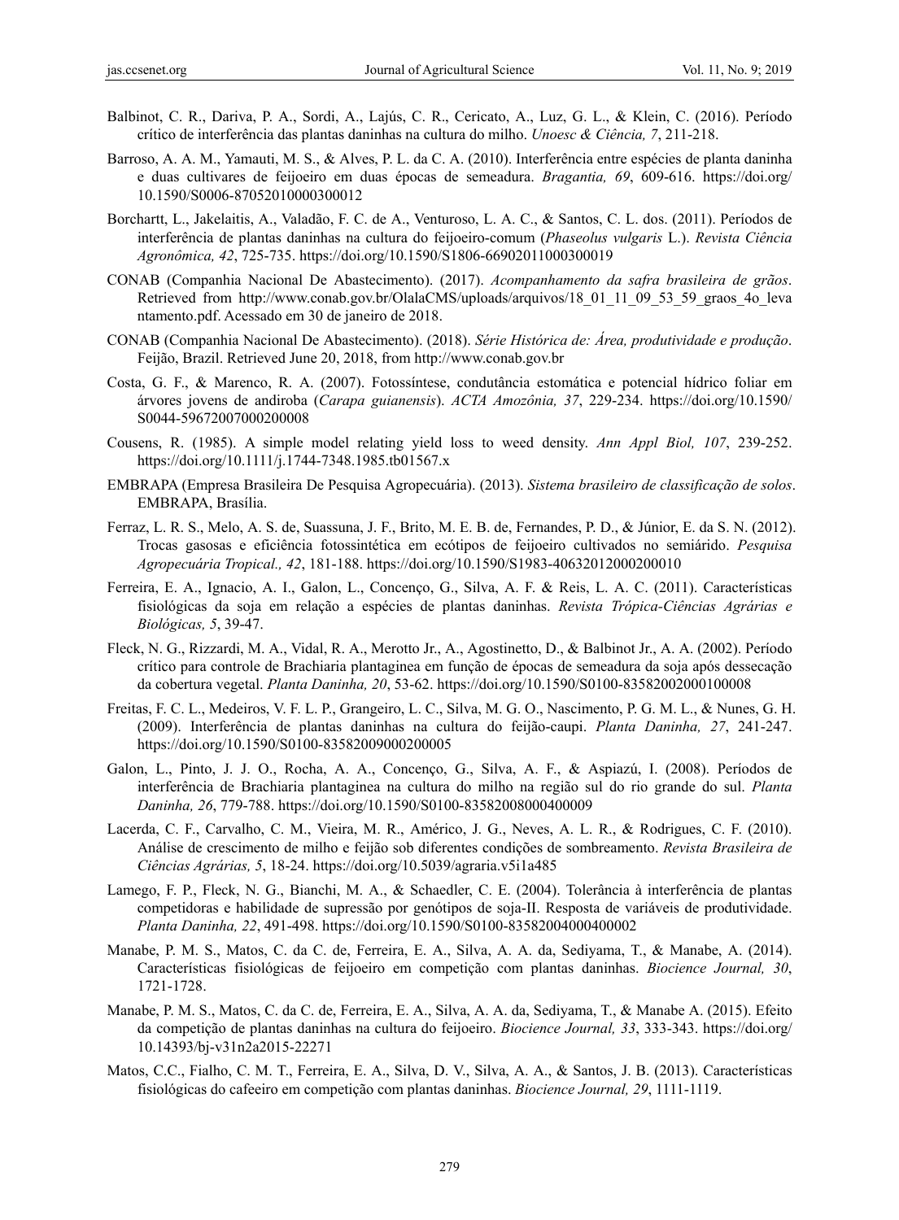Balbinot, C. R., Dariva, P. A., Sordi, A., Lajús, C. R., Cericato, A., Luz, G. L., & Klein, C. (2016). Período crítico de interferência das plantas daninhas na cultura do milho. *Unoesc & Ciência, 7*, 211-218.

Barroso, A. A. M., Yamauti, M. S., & Alves, P. L. da C. A. (2010). Interferência entre espécies de planta daninha e duas cultivares de feijoeiro em duas épocas de semeadura. *Bragantia, 69*, 609-616. https://doi.org/10.1590/S0006-87052010000300012

Borchartt, L., Jakelaitis, A., Valadão, F. C. de A., Venturoso, L. A. C., & Santos, C. L. dos. (2011). Períodos de interferência de plantas daninhas na cultura do feijoeiro-comum (*Phaseolus vulgaris* L.). *Revista Ciência Agronômica, 42*, 725-735. https://doi.org/10.1590/S1806-66902011000300019

CONAB (Companhia Nacional De Abastecimento). (2017). *Acompanhamento da safra brasileira de grãos*. Retrieved from http://www.conab.gov.br/OlalaCMS/uploads/arquivos/18_01_11_09_53_59_graos_4o_levantamento.pdf. Acessado em 30 de janeiro de 2018.

CONAB (Companhia Nacional De Abastecimento). (2018). *Série Histórica de: Área, produtividade e produção*. Feijão, Brazil. Retrieved June 20, 2018, from http://www.conab.gov.br

Costa, G. F., & Marenco, R. A. (2007). Fotossíntese, condutância estomática e potencial hídrico foliar em árvores jovens de andiroba (*Carapa guianensis*). *ACTA Amozônia, 37*, 229-234. https://doi.org/10.1590/S0044-59672007000200008

Cousens, R. (1985). A simple model relating yield loss to weed density. *Ann Appl Biol, 107*, 239-252. https://doi.org/10.1111/j.1744-7348.1985.tb01567.x

EMBRAPA (Empresa Brasileira De Pesquisa Agropecuária). (2013). *Sistema brasileiro de classificação de solos*. EMBRAPA, Brasília.

Ferraz, L. R. S., Melo, A. S. de, Suassuna, J. F., Brito, M. E. B. de, Fernandes, P. D., & Júnior, E. da S. N. (2012). Trocas gasosas e eficiência fotossintética em ecótipos de feijoeiro cultivados no semiárido. *Pesquisa Agropecuária Tropical., 42*, 181-188. https://doi.org/10.1590/S1983-40632012000200010

Ferreira, E. A., Ignacio, A. I., Galon, L., Concenço, G., Silva, A. F. & Reis, L. A. C. (2011). Características fisiológicas da soja em relação a espécies de plantas daninhas. *Revista Trópica-Ciências Agrárias e Biológicas, 5*, 39-47.

Fleck, N. G., Rizzardi, M. A., Vidal, R. A., Merotto Jr., A., Agostinetto, D., & Balbinot Jr., A. A. (2002). Período crítico para controle de Brachiaria plantaginea em função de épocas de semeadura da soja após dessecação da cobertura vegetal. *Planta Daninha, 20*, 53-62. https://doi.org/10.1590/S0100-83582002000100008

Freitas, F. C. L., Medeiros, V. F. L. P., Grangeiro, L. C., Silva, M. G. O., Nascimento, P. G. M. L., & Nunes, G. H. (2009). Interferência de plantas daninhas na cultura do feijão-caupi. *Planta Daninha, 27*, 241-247. https://doi.org/10.1590/S0100-83582009000200005

Galon, L., Pinto, J. J. O., Rocha, A. A., Concenço, G., Silva, A. F., & Aspiazú, I. (2008). Períodos de interferência de Brachiaria plantaginea na cultura do milho na região sul do rio grande do sul. *Planta Daninha, 26*, 779-788. https://doi.org/10.1590/S0100-83582008000400009

Lacerda, C. F., Carvalho, C. M., Vieira, M. R., Américo, J. G., Neves, A. L. R., & Rodrigues, C. F. (2010). Análise de crescimento de milho e feijão sob diferentes condições de sombreamento. *Revista Brasileira de Ciências Agrárias, 5*, 18-24. https://doi.org/10.5039/agraria.v5i1a485

Lamego, F. P., Fleck, N. G., Bianchi, M. A., & Schaedler, C. E. (2004). Tolerância à interferência de plantas competidoras e habilidade de supressão por genótipos de soja-II. Resposta de variáveis de produtividade. *Planta Daninha, 22*, 491-498. https://doi.org/10.1590/S0100-83582004000400002

Manabe, P. M. S., Matos, C. da C. de, Ferreira, E. A., Silva, A. A. da, Sediyama, T., & Manabe, A. (2014). Características fisiológicas de feijoeiro em competição com plantas daninhas. *Biocience Journal, 30*, 1721-1728.

Manabe, P. M. S., Matos, C. da C. de, Ferreira, E. A., Silva, A. A. da, Sediyama, T., & Manabe A. (2015). Efeito da competição de plantas daninhas na cultura do feijoeiro. *Biocience Journal, 33*, 333-343. https://doi.org/10.14393/bj-v31n2a2015-22271

Matos, C.C., Fialho, C. M. T., Ferreira, E. A., Silva, D. V., Silva, A. A., & Santos, J. B. (2013). Características fisiológicas do cafeeiro em competição com plantas daninhas. *Biocience Journal, 29*, 1111-1119.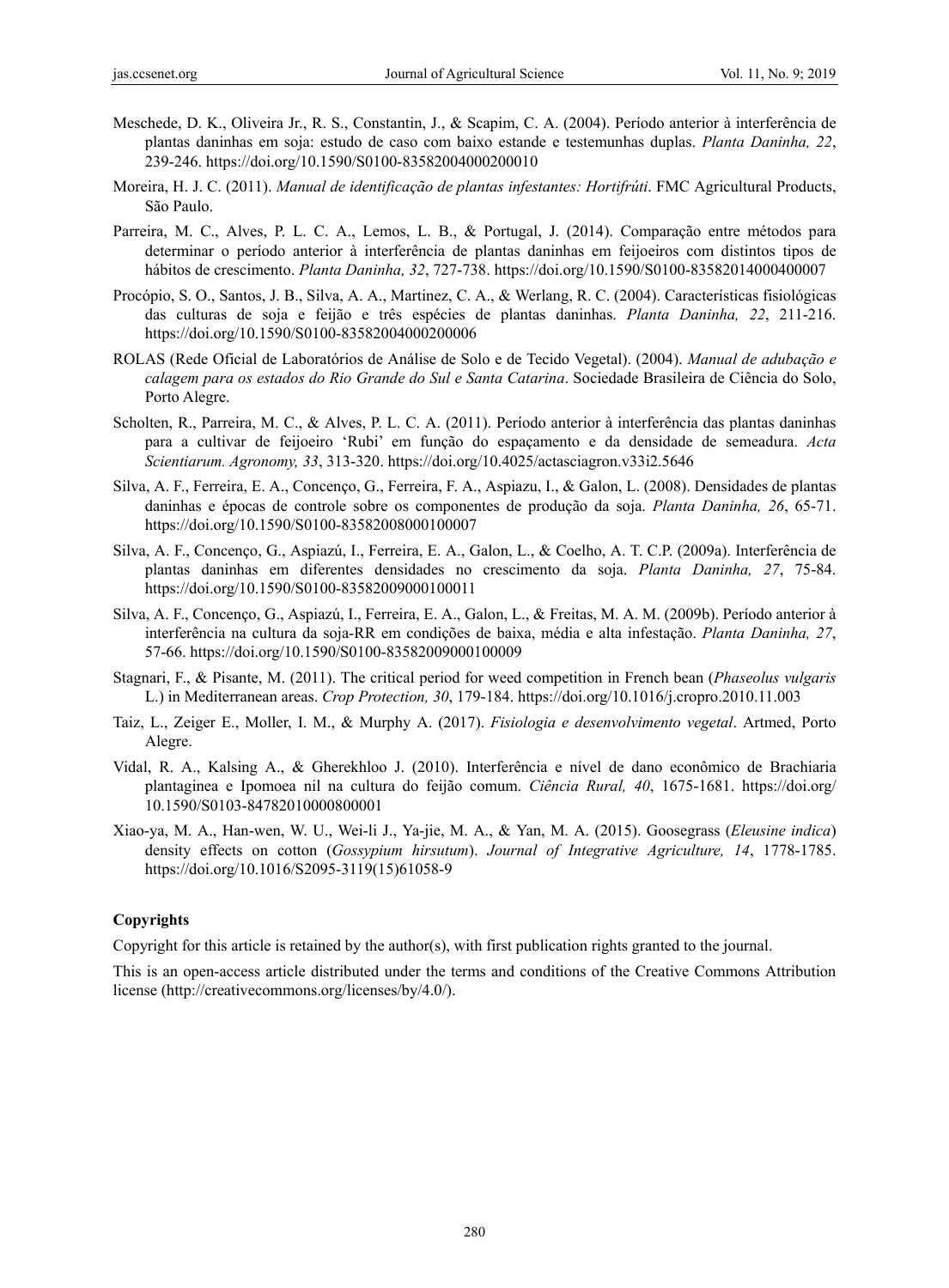Meschede, D. K., Oliveira Jr., R. S., Constantin, J., & Scapim, C. A. (2004). Período anterior à interferência de plantas daninhas em soja: estudo de caso com baixo estande e testemunhas duplas. *Planta Daninha, 22*, 239-246. https://doi.org/10.1590/S0100-83582004000200010

Moreira, H. J. C. (2011). *Manual de identificação de plantas infestantes: Hortifrúti*. FMC Agricultural Products, São Paulo.

Parreira, M. C., Alves, P. L. C. A., Lemos, L. B., & Portugal, J. (2014). Comparação entre métodos para determinar o período anterior à interferência de plantas daninhas em feijoeiros com distintos tipos de hábitos de crescimento. *Planta Daninha, 32*, 727-738. https://doi.org/10.1590/S0100-83582014000400007

Procópio, S. O., Santos, J. B., Silva, A. A., Martinez, C. A., & Werlang, R. C. (2004). Características fisiológicas das culturas de soja e feijão e três espécies de plantas daninhas. *Planta Daninha, 22*, 211-216. https://doi.org/10.1590/S0100-83582004000200006

ROLAS (Rede Oficial de Laboratórios de Análise de Solo e de Tecido Vegetal). (2004). *Manual de adubação e calagem para os estados do Rio Grande do Sul e Santa Catarina*. Sociedade Brasileira de Ciência do Solo, Porto Alegre.

Scholten, R., Parreira, M. C., & Alves, P. L. C. A. (2011). Período anterior à interferência das plantas daninhas para a cultivar de feijoeiro 'Rubi' em função do espaçamento e da densidade de semeadura. *Acta Scientiarum. Agronomy, 33*, 313-320. https://doi.org/10.4025/actasciagron.v33i2.5646

Silva, A. F., Ferreira, E. A., Concenço, G., Ferreira, F. A., Aspiazu, I., & Galon, L. (2008). Densidades de plantas daninhas e épocas de controle sobre os componentes de produção da soja. *Planta Daninha, 26*, 65-71. https://doi.org/10.1590/S0100-83582008000100007

Silva, A. F., Concenço, G., Aspiazú, I., Ferreira, E. A., Galon, L., & Coelho, A. T. C.P. (2009a). Interferência de plantas daninhas em diferentes densidades no crescimento da soja. *Planta Daninha, 27*, 75-84. https://doi.org/10.1590/S0100-83582009000100011

Silva, A. F., Concenço, G., Aspiazú, I., Ferreira, E. A., Galon, L., & Freitas, M. A. M. (2009b). Período anterior à interferência na cultura da soja-RR em condições de baixa, média e alta infestação. *Planta Daninha, 27*, 57-66. https://doi.org/10.1590/S0100-83582009000100009

Stagnari, F., & Pisante, M. (2011). The critical period for weed competition in French bean (*Phaseolus vulgaris* L.) in Mediterranean areas. *Crop Protection, 30*, 179-184. https://doi.org/10.1016/j.cropro.2010.11.003

Taiz, L., Zeiger E., Moller, I. M., & Murphy A. (2017). *Fisiologia e desenvolvimento vegetal*. Artmed, Porto Alegre.

Vidal, R. A., Kalsing A., & Gherekhloo J. (2010). Interferência e nível de dano econômico de Brachiaria plantaginea e Ipomoea nil na cultura do feijão comum. *Ciência Rural, 40*, 1675-1681. https://doi.org/10.1590/S0103-84782010000800001

Xiao-ya, M. A., Han-wen, W. U., Wei-li J., Ya-jie, M. A., & Yan, M. A. (2015). Goosegrass (*Eleusine indica*) density effects on cotton (*Gossypium hirsutum*). *Journal of Integrative Agriculture, 14*, 1778-1785. https://doi.org/10.1016/S2095-3119(15)61058-9

### Copyrights

Copyright for this article is retained by the author(s), with first publication rights granted to the journal.

This is an open-access article distributed under the terms and conditions of the Creative Commons Attribution license (http://creativecommons.org/licenses/by/4.0/).